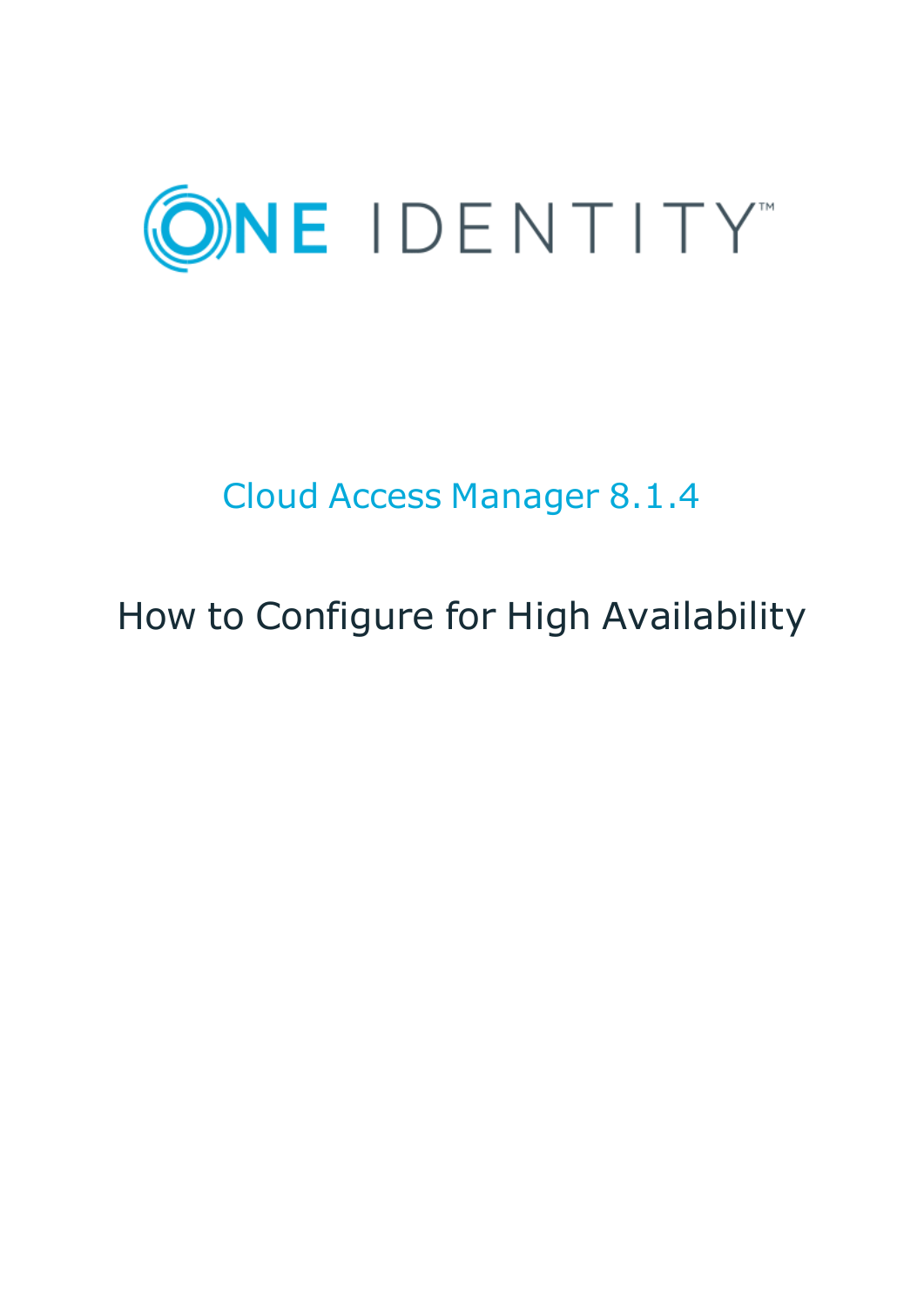ONE IDENTITY™

# Cloud Access Manager 8.1.4

## How to Configure for High Availability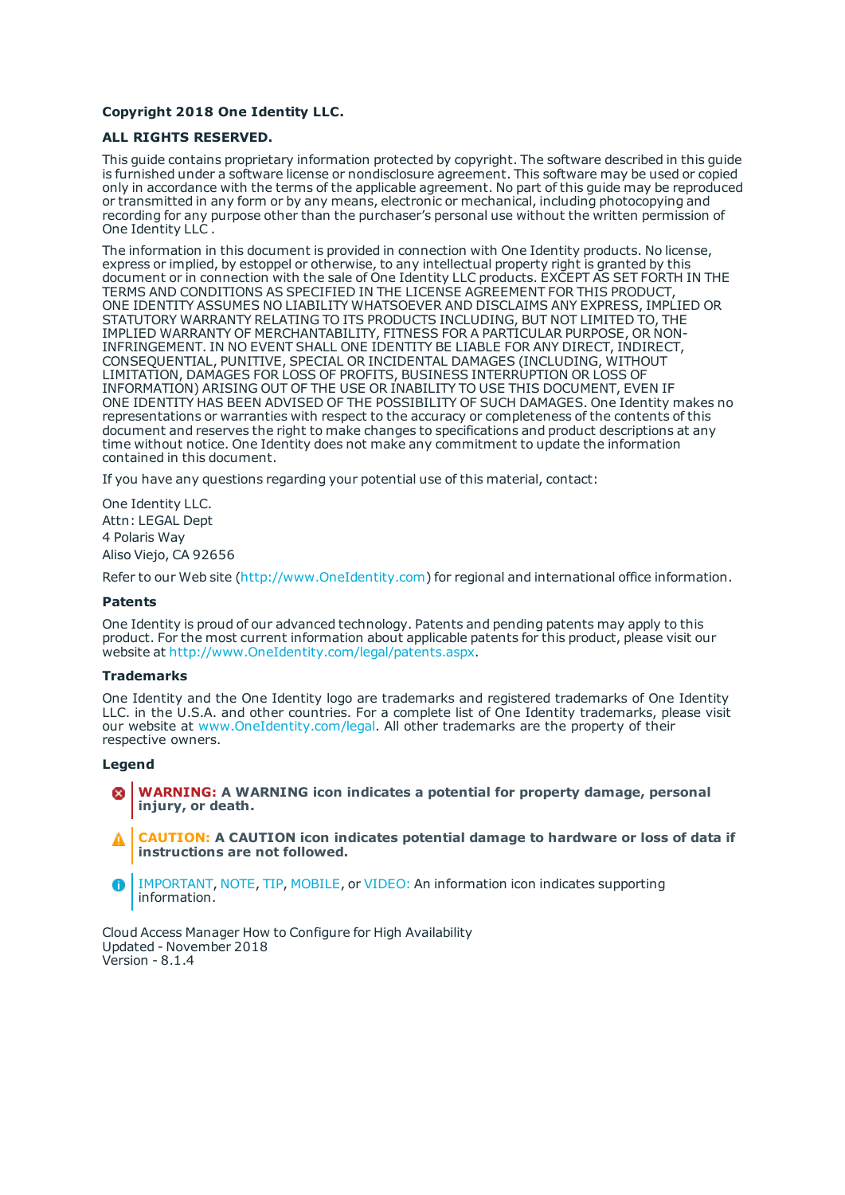**Copyright 2018 One Identity LLC.**

**ALL RIGHTS RESERVED.**

This guide contains proprietary information protected by copyright. The software described in this guide is furnished under a software license or nondisclosure agreement. This software may be used or copied only in accordance with the terms of the applicable agreement. No part of this guide may be reproduced or transmitted in any form or by any means, electronic or mechanical, including photocopying and recording for any purpose other than the purchaser's personal use without the written permission of One Identity LLC .

The information in this document is provided in connection with One Identity products. No license, express or implied, by estoppel or otherwise, to any intellectual property right is granted by this document or in connection with the sale of One Identity LLC products. EXCEPT AS SET FORTH IN THE TERMS AND CONDITIONS AS SPECIFIED IN THE LICENSE AGREEMENT FOR THIS PRODUCT, ONE IDENTITY ASSUMES NO LIABILITY WHATSOEVER AND DISCLAIMS ANY EXPRESS, IMPLIED OR STATUTORY WARRANTY RELATING TO ITS PRODUCTS INCLUDING, BUT NOT LIMITED TO, THE IMPLIED WARRANTY OF MERCHANTABILITY, FITNESS FOR A PARTICULAR PURPOSE, OR NON-INFRINGEMENT. IN NO EVENT SHALL ONE IDENTITY BE LIABLE FOR ANY DIRECT, INDIRECT, CONSEQUENTIAL, PUNITIVE, SPECIAL OR INCIDENTAL DAMAGES (INCLUDING, WITHOUT LIMITATION, DAMAGES FOR LOSS OF PROFITS, BUSINESS INTERRUPTION OR LOSS OF INFORMATION) ARISING OUT OF THE USE OR INABILITY TO USE THIS DOCUMENT, EVEN IF ONE IDENTITY HAS BEEN ADVISED OF THE POSSIBILITY OF SUCH DAMAGES. One Identity makes no representations or warranties with respect to the accuracy or completeness of the contents of this document and reserves the right to make changes to specifications and product descriptions at any time without notice. One Identity does not make any commitment to update the information contained in this document.

If you have any questions regarding your potential use of this material, contact:

One Identity LLC.
Attn: LEGAL Dept
4 Polaris Way
Aliso Viejo, CA 92656

Refer to our Web site (http://www.OneIdentity.com) for regional and international office information.

### Patents

One Identity is proud of our advanced technology. Patents and pending patents may apply to this product. For the most current information about applicable patents for this product, please visit our website at http://www.OneIdentity.com/legal/patents.aspx.

### Trademarks

One Identity and the One Identity logo are trademarks and registered trademarks of One Identity LLC. in the U.S.A. and other countries. For a complete list of One Identity trademarks, please visit our website at www.OneIdentity.com/legal. All other trademarks are the property of their respective owners.

### Legend

**WARNING: A WARNING icon indicates a potential for property damage, personal injury, or death.**

**CAUTION: A CAUTION icon indicates potential damage to hardware or loss of data if instructions are not followed.**

IMPORTANT, NOTE, TIP, MOBILE, or VIDEO: An information icon indicates supporting information.

Cloud Access Manager How to Configure for High Availability
Updated - November 2018
Version - 8.1.4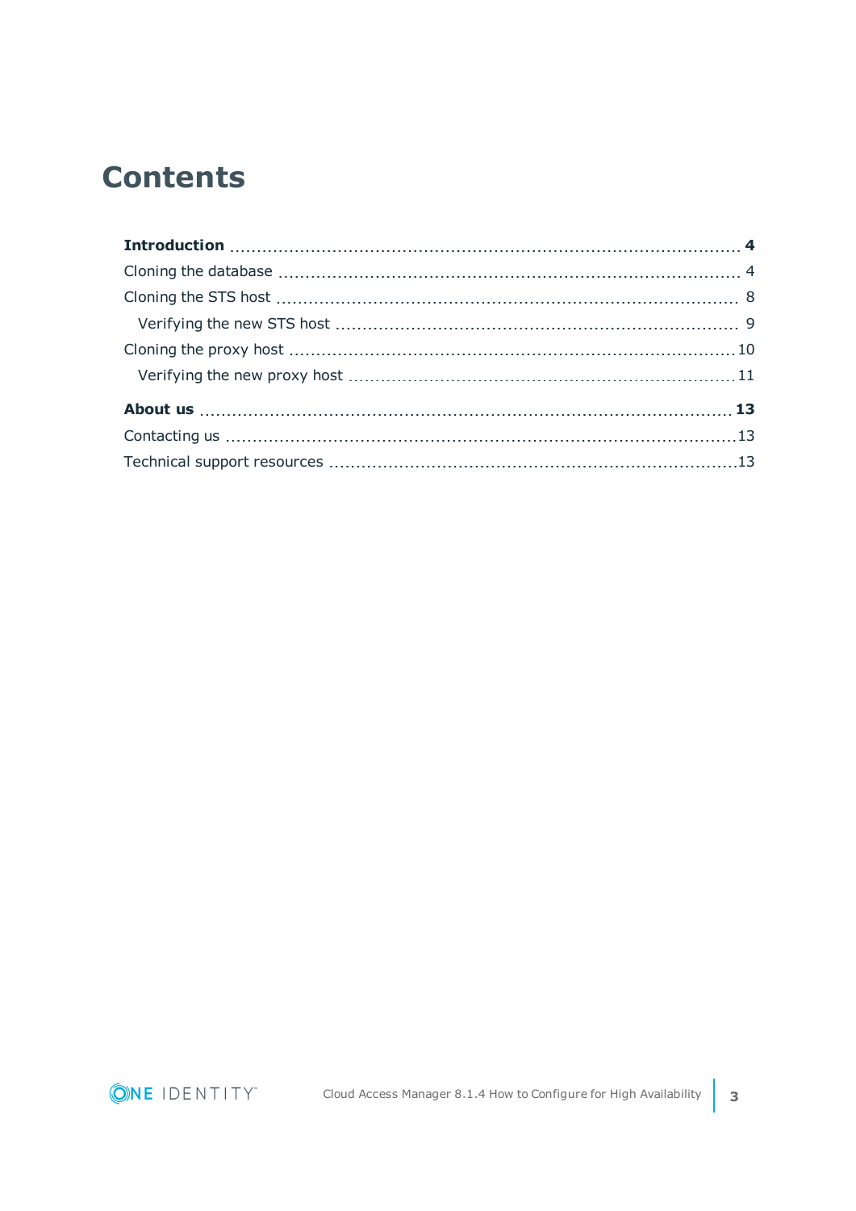# Contents

**Introduction** ... **4**

Cloning the database ... 4

Cloning the STS host ... 8

- Verifying the new STS host ... 9

Cloning the proxy host ... 10

- Verifying the new proxy host ... 11

**About us** ... **13**

Contacting us ... 13

Technical support resources ... 13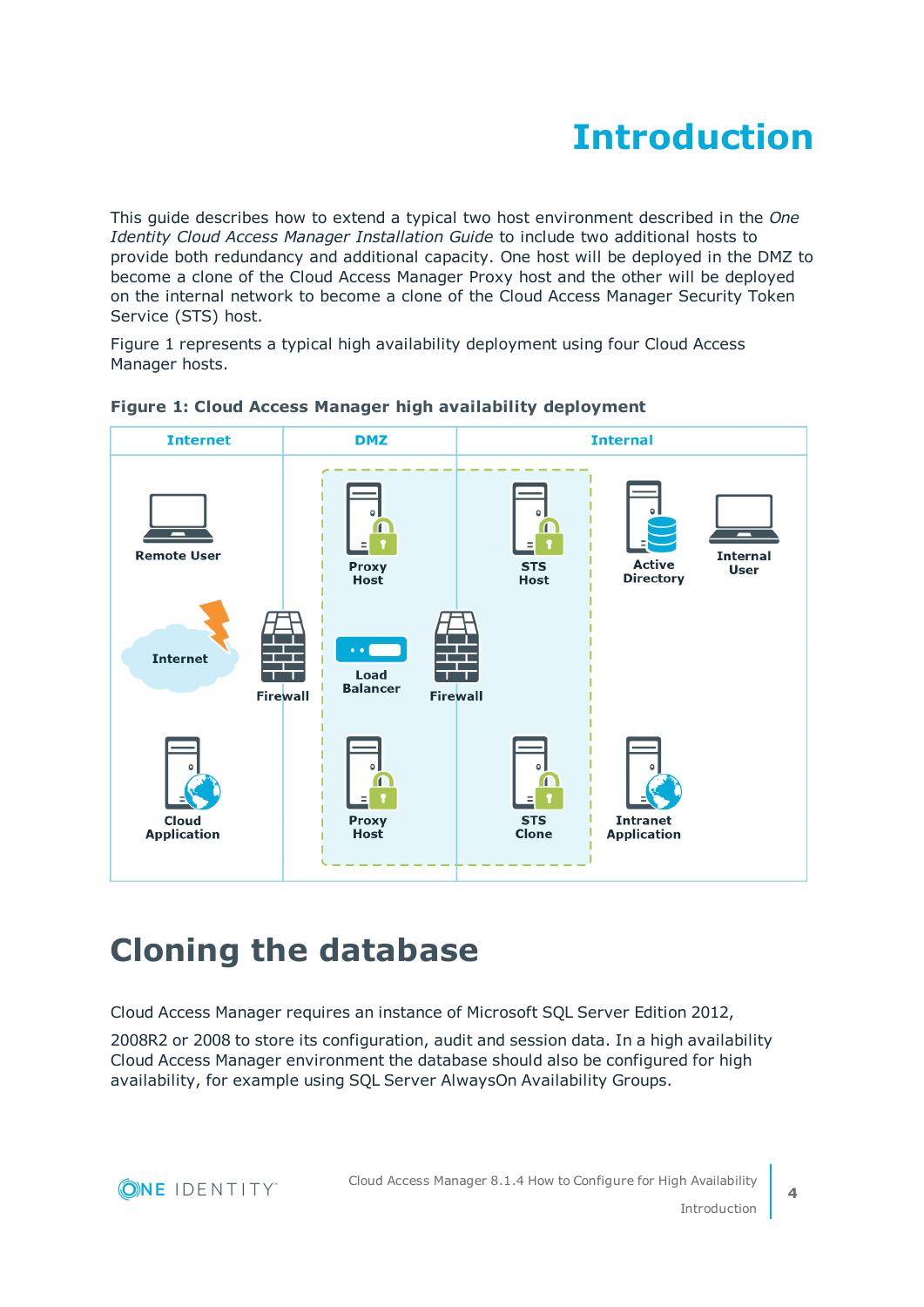# Introduction

This guide describes how to extend a typical two host environment described in the *One Identity Cloud Access Manager Installation Guide* to include two additional hosts to provide both redundancy and additional capacity. One host will be deployed in the DMZ to become a clone of the Cloud Access Manager Proxy host and the other will be deployed on the internal network to become a clone of the Cloud Access Manager Security Token Service (STS) host.

Figure 1 represents a typical high availability deployment using four Cloud Access Manager hosts.

**Figure 1: Cloud Access Manager high availability deployment**

# Cloning the database

Cloud Access Manager requires an instance of Microsoft SQL Server Edition 2012,

2008R2 or 2008 to store its configuration, audit and session data. In a high availability Cloud Access Manager environment the database should also be configured for high availability, for example using SQL Server AlwaysOn Availability Groups.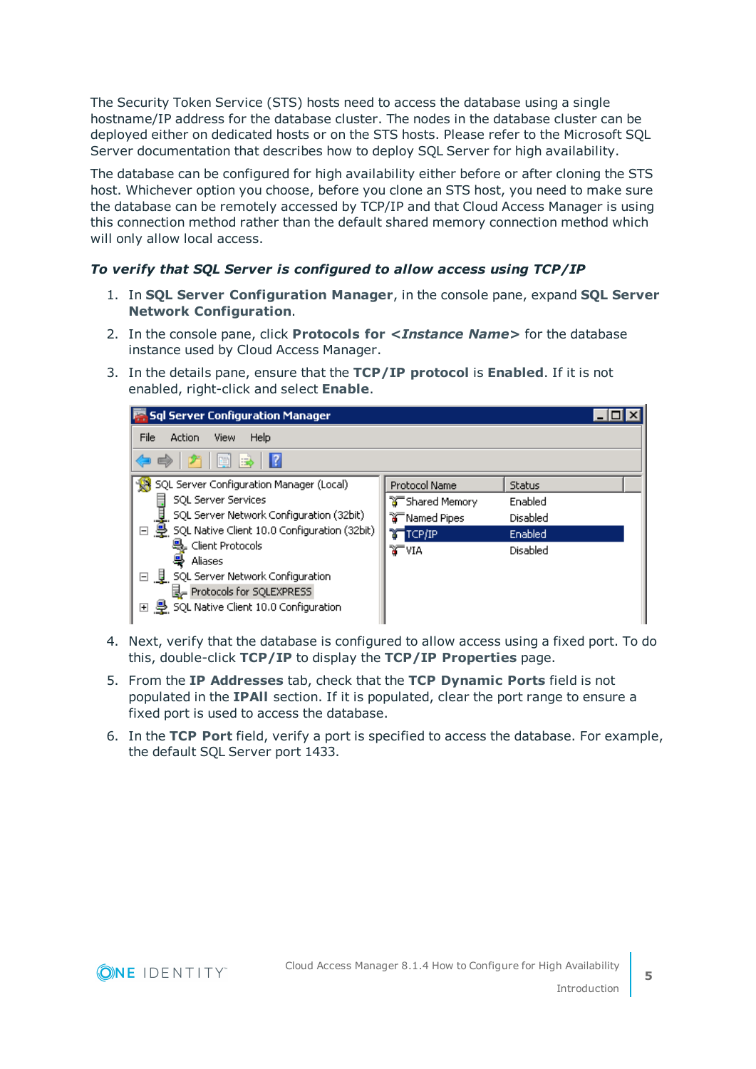The Security Token Service (STS) hosts need to access the database using a single hostname/IP address for the database cluster. The nodes in the database cluster can be deployed either on dedicated hosts or on the STS hosts. Please refer to the Microsoft SQL Server documentation that describes how to deploy SQL Server for high availability.

The database can be configured for high availability either before or after cloning the STS host. Whichever option you choose, before you clone an STS host, you need to make sure the database can be remotely accessed by TCP/IP and that Cloud Access Manager is using this connection method rather than the default shared memory connection method which will only allow local access.

***To verify that SQL Server is configured to allow access using TCP/IP***

1. In **SQL Server Configuration Manager**, in the console pane, expand **SQL Server Network Configuration**.
2. In the console pane, click **Protocols for *<Instance Name>*** for the database instance used by Cloud Access Manager.
3. In the details pane, ensure that the **TCP/IP protocol** is **Enabled**. If it is not enabled, right-click and select **Enable**.
4. Next, verify that the database is configured to allow access using a fixed port. To do this, double-click **TCP/IP** to display the **TCP/IP Properties** page.
5. From the **IP Addresses** tab, check that the **TCP Dynamic Ports** field is not populated in the **IPAll** section. If it is populated, clear the port range to ensure a fixed port is used to access the database.
6. In the **TCP Port** field, verify a port is specified to access the database. For example, the default SQL Server port 1433.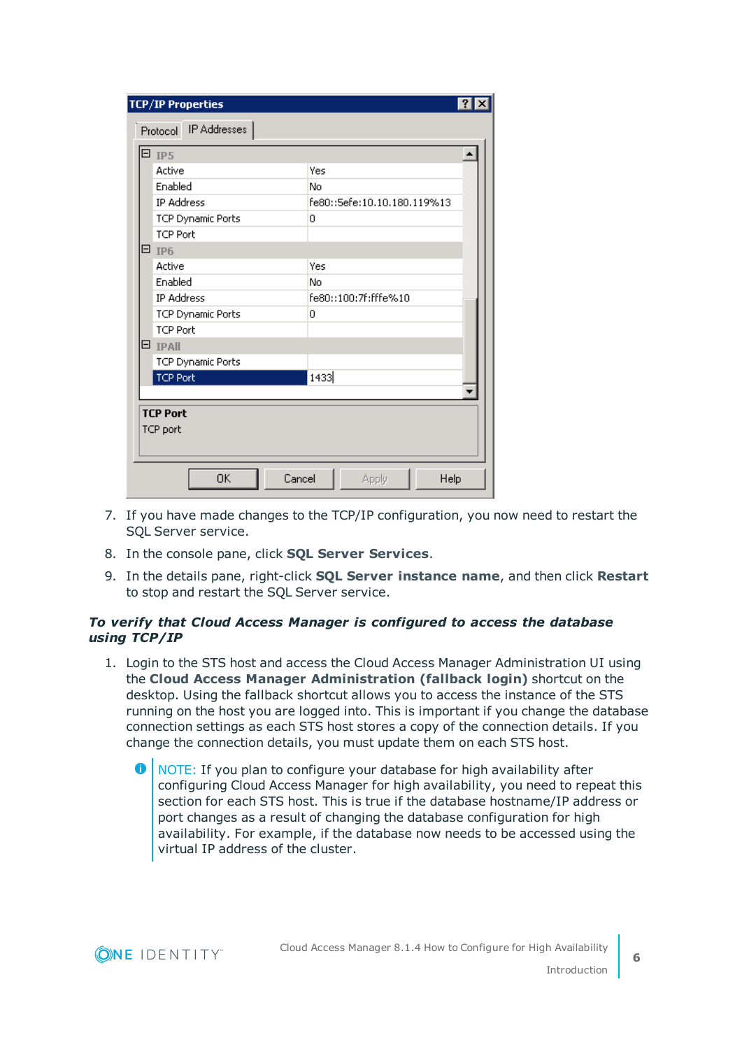7. If you have made changes to the TCP/IP configuration, you now need to restart the SQL Server service.
8. In the console pane, click **SQL Server Services**.
9. In the details pane, right-click **SQL Server instance name**, and then click **Restart** to stop and restart the SQL Server service.

***To verify that Cloud Access Manager is configured to access the database using TCP/IP***

1. Login to the STS host and access the Cloud Access Manager Administration UI using the **Cloud Access Manager Administration (fallback login)** shortcut on the desktop. Using the fallback shortcut allows you to access the instance of the STS running on the host you are logged into. This is important if you change the database connection settings as each STS host stores a copy of the connection details. If you change the connection details, you must update them on each STS host.

   NOTE: If you plan to configure your database for high availability after configuring Cloud Access Manager for high availability, you need to repeat this section for each STS host. This is true if the database hostname/IP address or port changes as a result of changing the database configuration for high availability. For example, if the database now needs to be accessed using the virtual IP address of the cluster.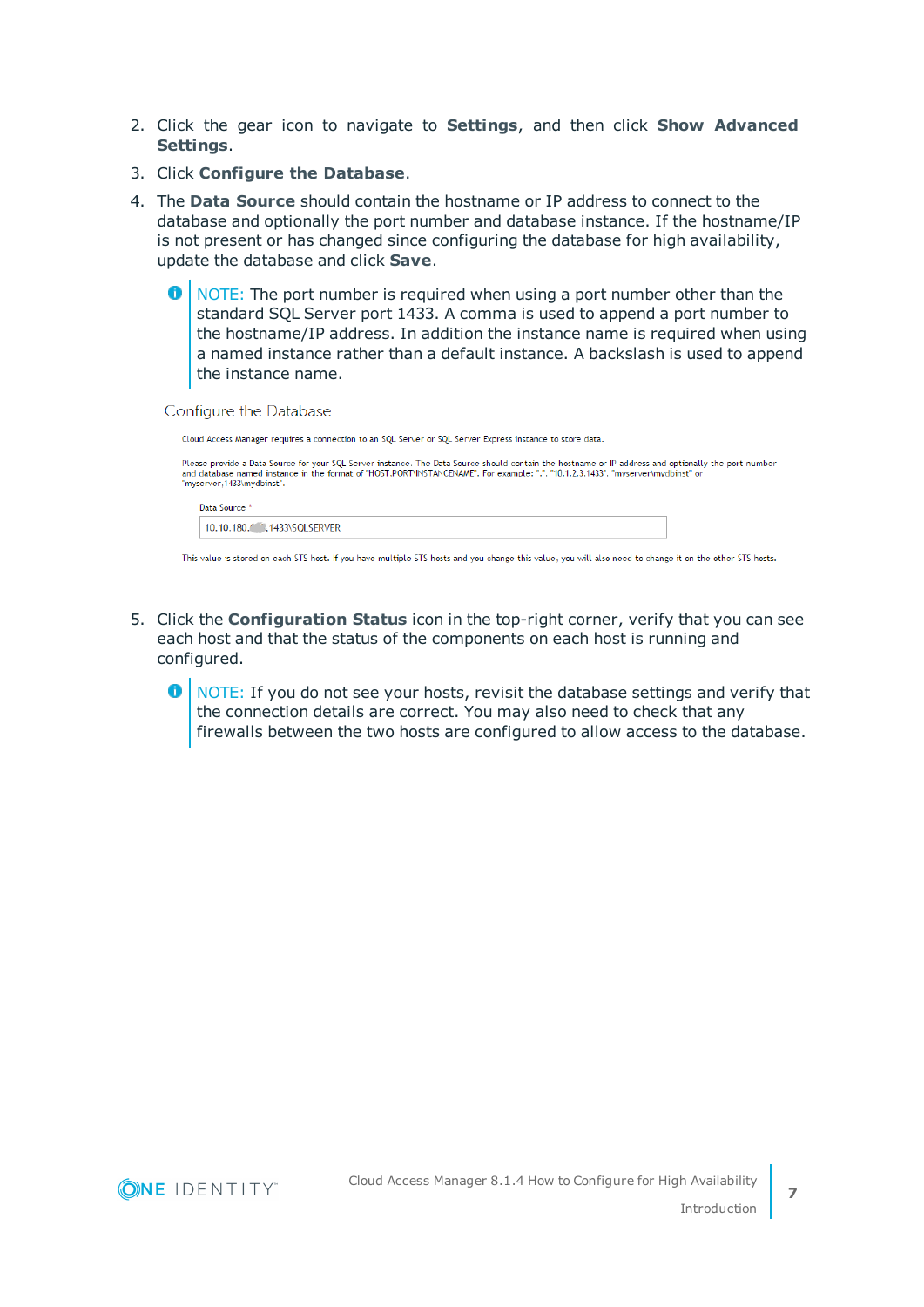2. Click the gear icon to navigate to **Settings**, and then click **Show Advanced Settings**.
3. Click **Configure the Database**.
4. The **Data Source** should contain the hostname or IP address to connect to the database and optionally the port number and database instance. If the hostname/IP is not present or has changed since configuring the database for high availability, update the database and click **Save**.

   > NOTE: The port number is required when using a port number other than the standard SQL Server port 1433. A comma is used to append a port number to the hostname/IP address. In addition the instance name is required when using a named instance rather than a default instance. A backslash is used to append the instance name.

   Configure the Database

   Cloud Access Manager requires a connection to an SQL Server or SQL Server Express instance to store data.

   Please provide a Data Source for your SQL Server instance. The Data Source should contain the hostname or IP address and optionally the port number and database named instance in the format of "HOST,PORT\INSTANCENAME". For example: ".", "10.1.2.3,1433", "myserver\mydbinst" or "myserver,1433\mydbinst".

   Data Source *

   10.10.180.___,1433\SQLSERVER

   This value is stored on each STS host. If you have multiple STS hosts and you change this value, you will also need to change it on the other STS hosts.

5. Click the **Configuration Status** icon in the top-right corner, verify that you can see each host and that the status of the components on each host is running and configured.

   > NOTE: If you do not see your hosts, revisit the database settings and verify that the connection details are correct. You may also need to check that any firewalls between the two hosts are configured to allow access to the database.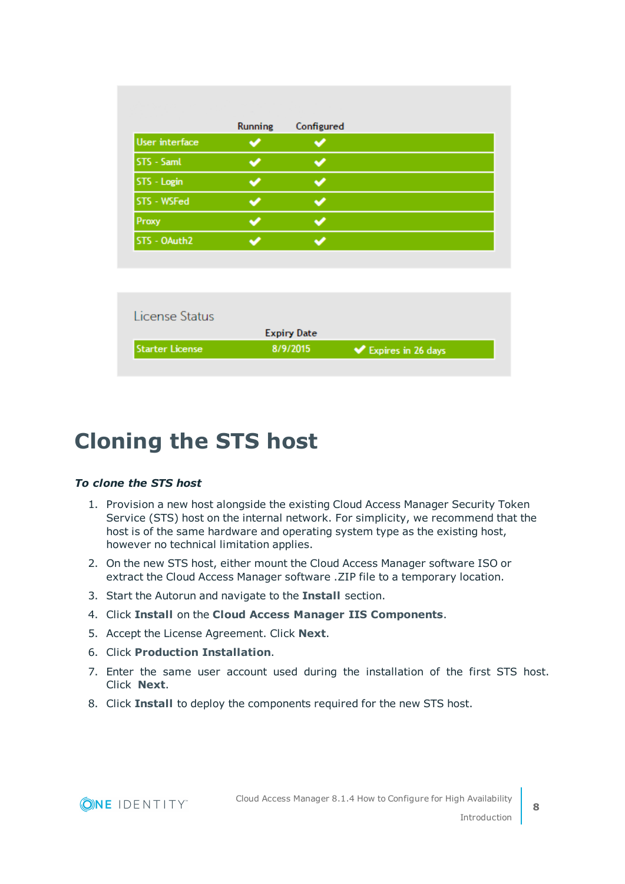|  | Running | Configured |
|---|---|---|
| User interface | ✔ | ✔ |
| STS - Saml | ✔ | ✔ |
| STS - Login | ✔ | ✔ |
| STS - WSFed | ✔ | ✔ |
| Proxy | ✔ | ✔ |
| STS - OAuth2 | ✔ | ✔ |

License Status

|  | Expiry Date |  |
|---|---|---|
| Starter License | 8/9/2015 | ✔ Expires in 26 days |

# Cloning the STS host

***To clone the STS host***

1. Provision a new host alongside the existing Cloud Access Manager Security Token Service (STS) host on the internal network. For simplicity, we recommend that the host is of the same hardware and operating system type as the existing host, however no technical limitation applies.
2. On the new STS host, either mount the Cloud Access Manager software ISO or extract the Cloud Access Manager software .ZIP file to a temporary location.
3. Start the Autorun and navigate to the **Install** section.
4. Click **Install** on the **Cloud Access Manager IIS Components**.
5. Accept the License Agreement. Click **Next**.
6. Click **Production Installation**.
7. Enter the same user account used during the installation of the first STS host. Click **Next**.
8. Click **Install** to deploy the components required for the new STS host.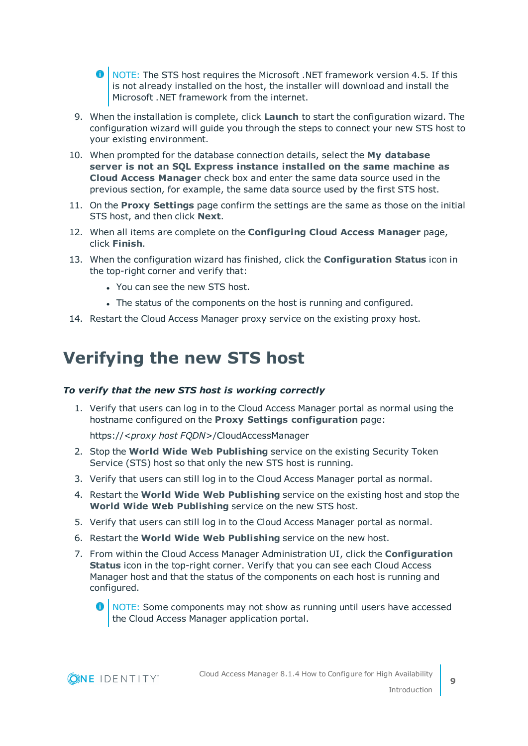> NOTE: The STS host requires the Microsoft .NET framework version 4.5. If this is not already installed on the host, the installer will download and install the Microsoft .NET framework from the internet.

9. When the installation is complete, click **Launch** to start the configuration wizard. The configuration wizard will guide you through the steps to connect your new STS host to your existing environment.
10. When prompted for the database connection details, select the **My database server is not an SQL Express instance installed on the same machine as Cloud Access Manager** check box and enter the same data source used in the previous section, for example, the same data source used by the first STS host.
11. On the **Proxy Settings** page confirm the settings are the same as those on the initial STS host, and then click **Next**.
12. When all items are complete on the **Configuring Cloud Access Manager** page, click **Finish**.
13. When the configuration wizard has finished, click the **Configuration Status** icon in the top-right corner and verify that:
    - You can see the new STS host.
    - The status of the components on the host is running and configured.
14. Restart the Cloud Access Manager proxy service on the existing proxy host.

# Verifying the new STS host

***To verify that the new STS host is working correctly***

1. Verify that users can log in to the Cloud Access Manager portal as normal using the hostname configured on the **Proxy Settings configuration** page:

   https://*<proxy host FQDN>*/CloudAccessManager
2. Stop the **World Wide Web Publishing** service on the existing Security Token Service (STS) host so that only the new STS host is running.
3. Verify that users can still log in to the Cloud Access Manager portal as normal.
4. Restart the **World Wide Web Publishing** service on the existing host and stop the **World Wide Web Publishing** service on the new STS host.
5. Verify that users can still log in to the Cloud Access Manager portal as normal.
6. Restart the **World Wide Web Publishing** service on the new host.
7. From within the Cloud Access Manager Administration UI, click the **Configuration Status** icon in the top-right corner. Verify that you can see each Cloud Access Manager host and that the status of the components on each host is running and configured.

   > NOTE: Some components may not show as running until users have accessed the Cloud Access Manager application portal.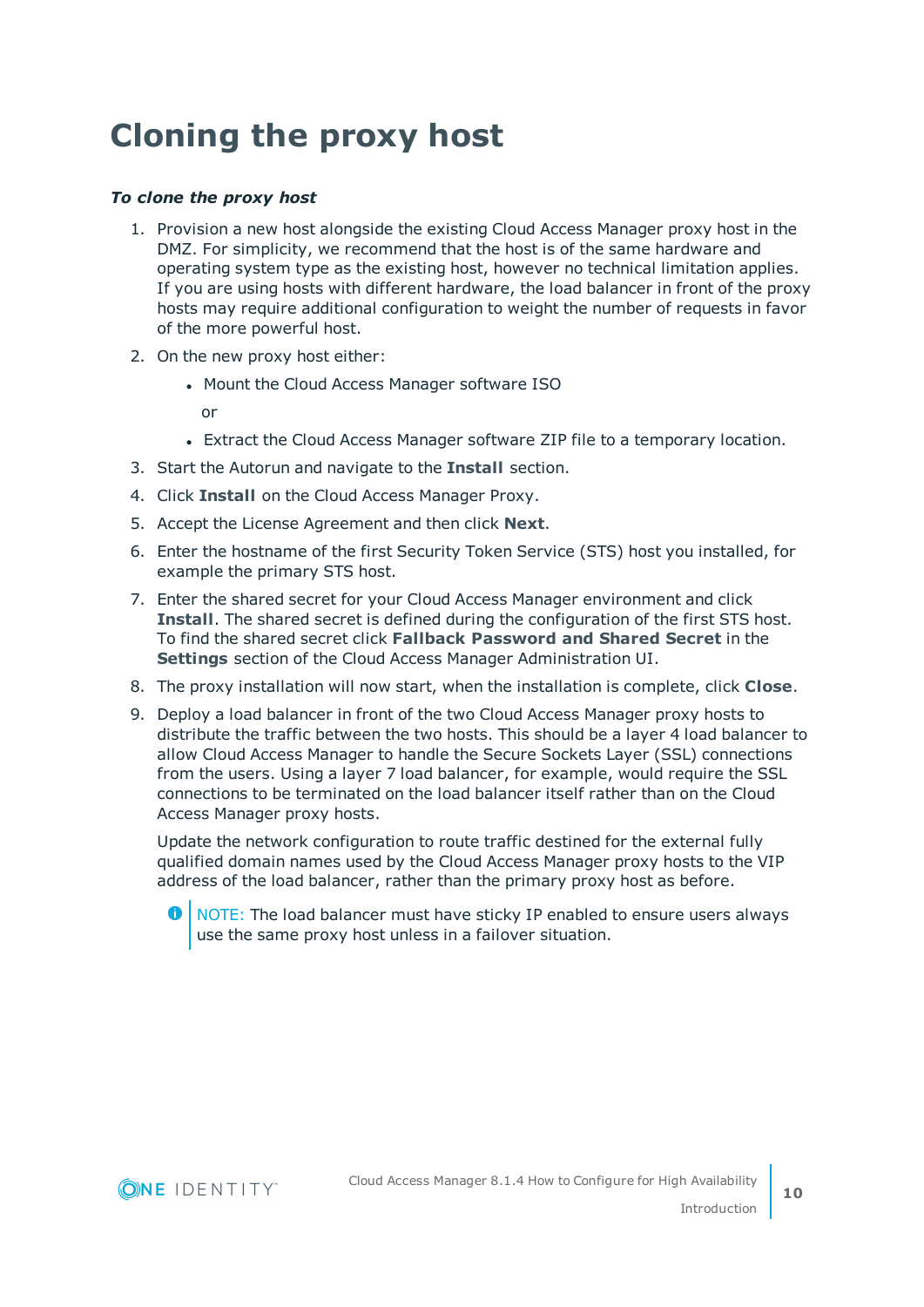# Cloning the proxy host

***To clone the proxy host***

1. Provision a new host alongside the existing Cloud Access Manager proxy host in the DMZ. For simplicity, we recommend that the host is of the same hardware and operating system type as the existing host, however no technical limitation applies. If you are using hosts with different hardware, the load balancer in front of the proxy hosts may require additional configuration to weight the number of requests in favor of the more powerful host.
2. On the new proxy host either:
   - Mount the Cloud Access Manager software ISO

     or

   - Extract the Cloud Access Manager software ZIP file to a temporary location.
3. Start the Autorun and navigate to the **Install** section.
4. Click **Install** on the Cloud Access Manager Proxy.
5. Accept the License Agreement and then click **Next**.
6. Enter the hostname of the first Security Token Service (STS) host you installed, for example the primary STS host.
7. Enter the shared secret for your Cloud Access Manager environment and click **Install**. The shared secret is defined during the configuration of the first STS host. To find the shared secret click **Fallback Password and Shared Secret** in the **Settings** section of the Cloud Access Manager Administration UI.
8. The proxy installation will now start, when the installation is complete, click **Close**.
9. Deploy a load balancer in front of the two Cloud Access Manager proxy hosts to distribute the traffic between the two hosts. This should be a layer 4 load balancer to allow Cloud Access Manager to handle the Secure Sockets Layer (SSL) connections from the users. Using a layer 7 load balancer, for example, would require the SSL connections to be terminated on the load balancer itself rather than on the Cloud Access Manager proxy hosts.

   Update the network configuration to route traffic destined for the external fully qualified domain names used by the Cloud Access Manager proxy hosts to the VIP address of the load balancer, rather than the primary proxy host as before.

   > NOTE: The load balancer must have sticky IP enabled to ensure users always use the same proxy host unless in a failover situation.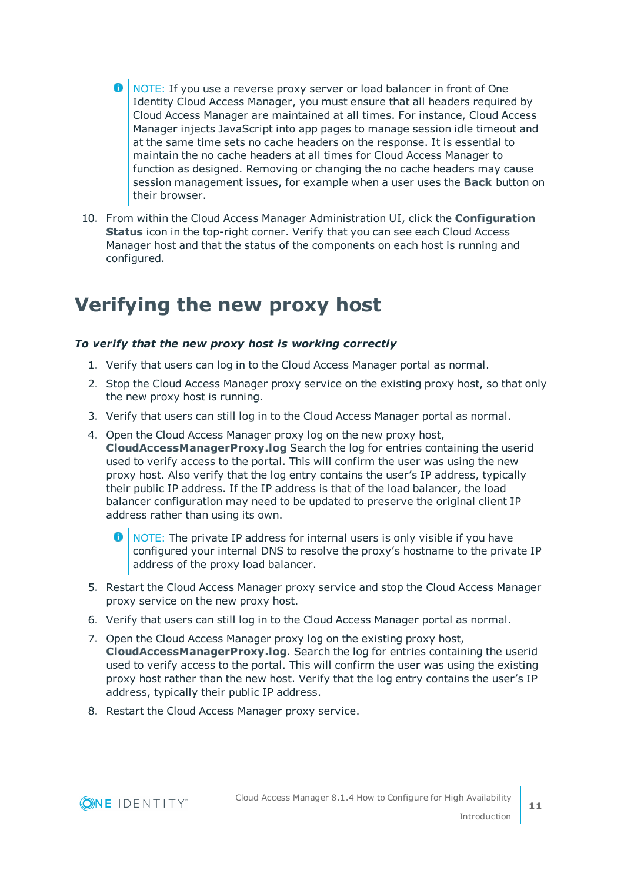> NOTE: If you use a reverse proxy server or load balancer in front of One Identity Cloud Access Manager, you must ensure that all headers required by Cloud Access Manager are maintained at all times. For instance, Cloud Access Manager injects JavaScript into app pages to manage session idle timeout and at the same time sets no cache headers on the response. It is essential to maintain the no cache headers at all times for Cloud Access Manager to function as designed. Removing or changing the no cache headers may cause session management issues, for example when a user uses the **Back** button on their browser.

10. From within the Cloud Access Manager Administration UI, click the **Configuration Status** icon in the top-right corner. Verify that you can see each Cloud Access Manager host and that the status of the components on each host is running and configured.

# Verifying the new proxy host

***To verify that the new proxy host is working correctly***

1. Verify that users can log in to the Cloud Access Manager portal as normal.
2. Stop the Cloud Access Manager proxy service on the existing proxy host, so that only the new proxy host is running.
3. Verify that users can still log in to the Cloud Access Manager portal as normal.
4. Open the Cloud Access Manager proxy log on the new proxy host, **CloudAccessManagerProxy.log** Search the log for entries containing the userid used to verify access to the portal. This will confirm the user was using the new proxy host. Also verify that the log entry contains the user's IP address, typically their public IP address. If the IP address is that of the load balancer, the load balancer configuration may need to be updated to preserve the original client IP address rather than using its own.

   > NOTE: The private IP address for internal users is only visible if you have configured your internal DNS to resolve the proxy's hostname to the private IP address of the proxy load balancer.

5. Restart the Cloud Access Manager proxy service and stop the Cloud Access Manager proxy service on the new proxy host.
6. Verify that users can still log in to the Cloud Access Manager portal as normal.
7. Open the Cloud Access Manager proxy log on the existing proxy host, **CloudAccessManagerProxy.log**. Search the log for entries containing the userid used to verify access to the portal. This will confirm the user was using the existing proxy host rather than the new host. Verify that the log entry contains the user's IP address, typically their public IP address.
8. Restart the Cloud Access Manager proxy service.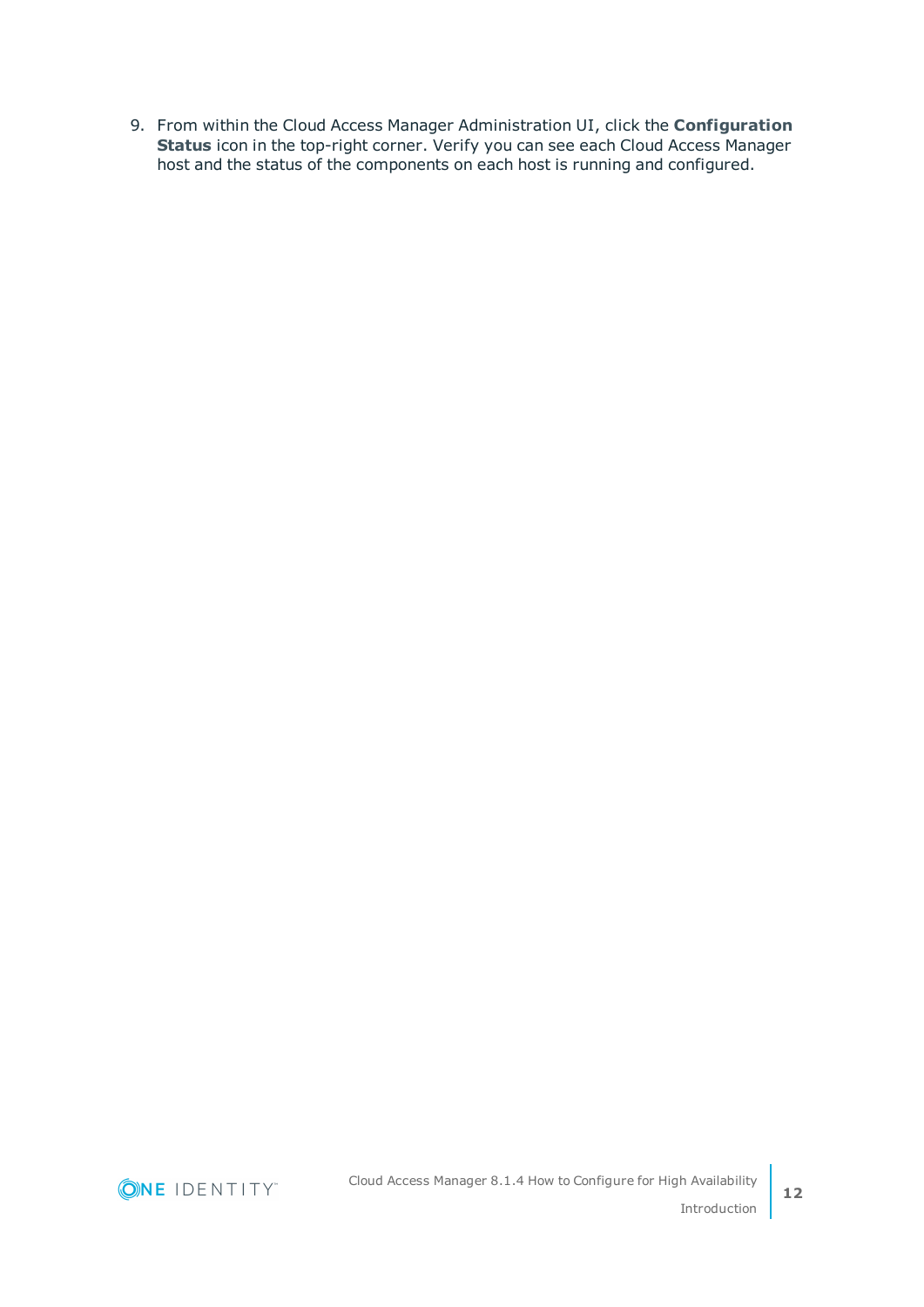9. From within the Cloud Access Manager Administration UI, click the **Configuration Status** icon in the top-right corner. Verify you can see each Cloud Access Manager host and the status of the components on each host is running and configured.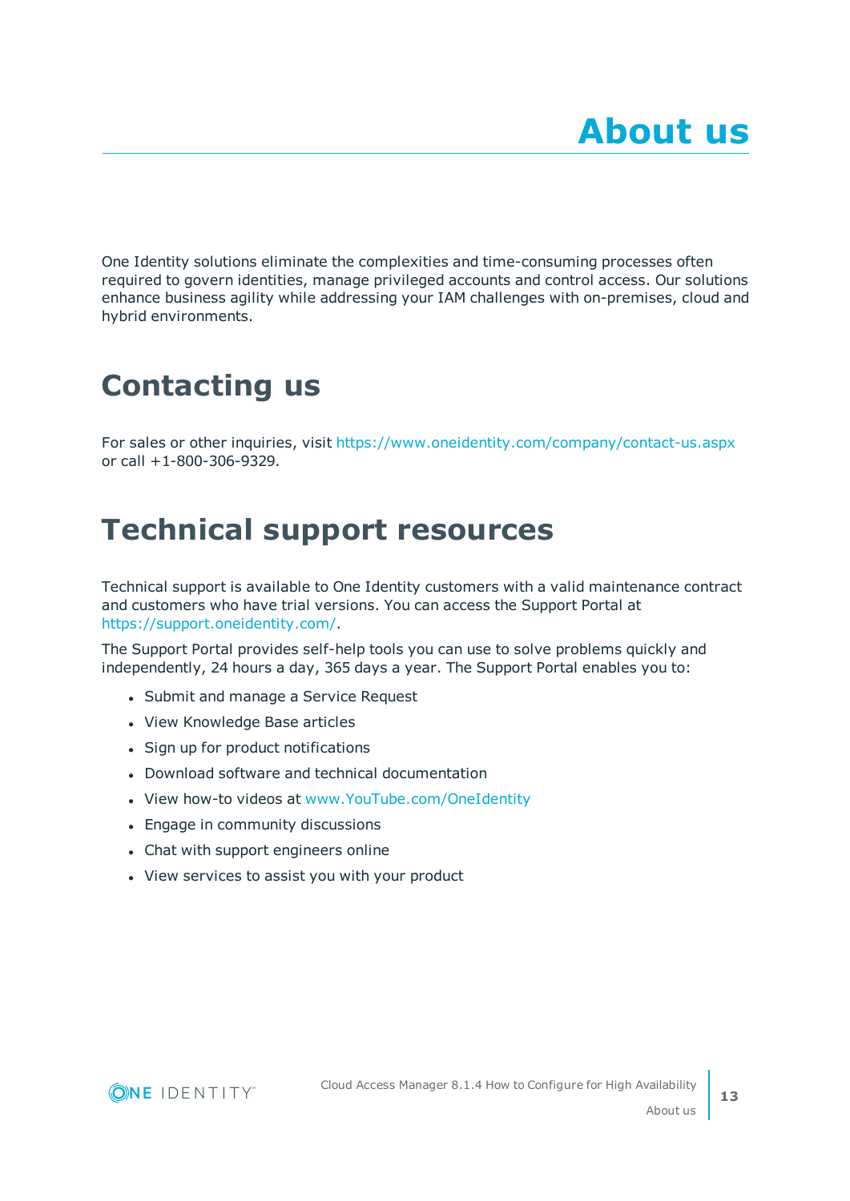# About us

One Identity solutions eliminate the complexities and time-consuming processes often required to govern identities, manage privileged accounts and control access. Our solutions enhance business agility while addressing your IAM challenges with on-premises, cloud and hybrid environments.

## Contacting us

For sales or other inquiries, visit https://www.oneidentity.com/company/contact-us.aspx or call +1-800-306-9329.

## Technical support resources

Technical support is available to One Identity customers with a valid maintenance contract and customers who have trial versions. You can access the Support Portal at https://support.oneidentity.com/.

The Support Portal provides self-help tools you can use to solve problems quickly and independently, 24 hours a day, 365 days a year. The Support Portal enables you to:

- Submit and manage a Service Request
- View Knowledge Base articles
- Sign up for product notifications
- Download software and technical documentation
- View how-to videos at www.YouTube.com/OneIdentity
- Engage in community discussions
- Chat with support engineers online
- View services to assist you with your product